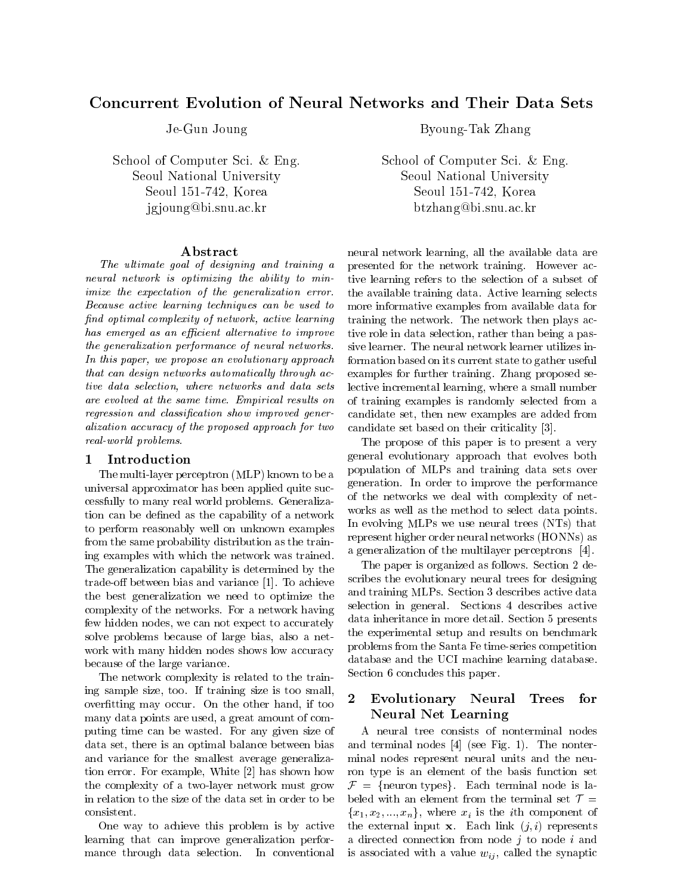# Concurrent Evolution of Neural Networks and Their Data Sets

Je-Gun Joung
School of Computer Sci. & Eng.
Seoul National University
Seoul 151-742, Korea
jgjoung@bi.snu.ac.kr

Byoung-Tak Zhang
School of Computer Sci. & Eng.
Seoul National University
Seoul 151-742, Korea
btzhang@bi.snu.ac.kr

## Abstract

*The ultimate goal of designing and training a neural network is optimizing the ability to minimize the expectation of the generalization error. Because active learning techniques can be used to find optimal complexity of network, active learning has emerged as an efficient alternative to improve the generalization performance of neural networks. In this paper, we propose an evolutionary approach that can design networks automatically through active data selection, where networks and data sets are evolved at the same time. Empirical results on regression and classification show improved generalization accuracy of the proposed approach for two real-world problems.*

## 1 Introduction

The multi-layer perceptron (MLP) known to be a universal approximator has been applied quite successfully to many real world problems. Generalization can be defined as the capability of a network to perform reasonably well on unknown examples from the same probability distribution as the training examples with which the network was trained. The generalization capability is determined by the trade-off between bias and variance [1]. To achieve the best generalization we need to optimize the complexity of the networks. For a network having few hidden nodes, we can not expect to accurately solve problems because of large bias, also a network with many hidden nodes shows low accuracy because of the large variance.

The network complexity is related to the training sample size, too. If training size is too small, overfitting may occur. On the other hand, if too many data points are used, a great amount of computing time can be wasted. For any given size of data set, there is an optimal balance between bias and variance for the smallest average generalization error. For example, White [2] has shown how the complexity of a two-layer network must grow in relation to the size of the data set in order to be consistent.

One way to achieve this problem is by active learning that can improve generalization performance through data selection. In conventional neural network learning, all the available data are presented for the network training. However active learning refers to the selection of a subset of the available training data. Active learning selects more informative examples from available data for training the network. The network then plays active role in data selection, rather than being a passive learner. The neural network learner utilizes information based on its current state to gather useful examples for further training. Zhang proposed selective incremental learning, where a small number of training examples is randomly selected from a candidate set, then new examples are added from candidate set based on their criticality [3].

The propose of this paper is to present a very general evolutionary approach that evolves both population of MLPs and training data sets over generation. In order to improve the performance of the networks we deal with complexity of networks as well as the method to select data points. In evolving MLPs we use neural trees (NTs) that represent higher order neural networks (HONNs) as a generalization of the multilayer perceptrons [4].

The paper is organized as follows. Section 2 describes the evolutionary neural trees for designing and training MLPs. Section 3 describes active data selection in general. Sections 4 describes active data inheritance in more detail. Section 5 presents the experimental setup and results on benchmark problems from the Santa Fe time-series competition database and the UCI machine learning database. Section 6 concludes this paper.

## 2 Evolutionary Neural Trees for Neural Net Learning

A neural tree consists of nonterminal nodes and terminal nodes [4] (see Fig. 1). The nonterminal nodes represent neural units and the neuron type is an element of the basis function set $\mathcal{F} = \{\text{neuron types}\}$. Each terminal node is labeled with an element from the terminal set $\mathcal{T} = \{x_1, x_2, ..., x_n\}$, where $x_i$ is the $i$th component of the external input $\mathbf{x}$. Each link $(j, i)$ represents a directed connection from node $j$ to node $i$ and is associated with a value $w_{ij}$, called the synaptic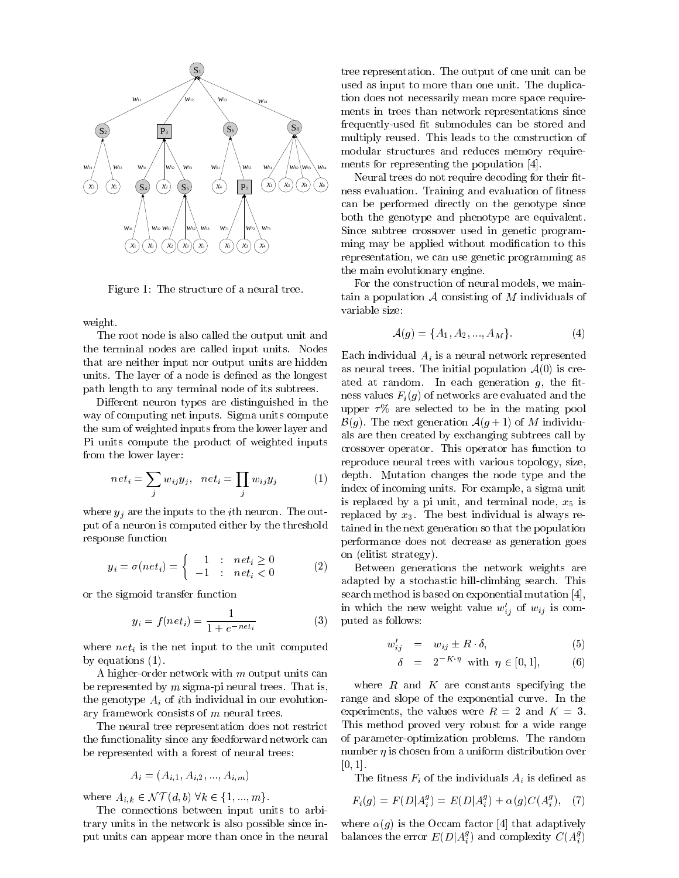Figure 1: The structure of a neural tree.

weight.

The root node is also called the output unit and the terminal nodes are called input units. Nodes that are neither input nor output units are hidden units. The layer of a node is defined as the longest path length to any terminal node of its subtrees.

Different neuron types are distinguished in the way of computing net inputs. Sigma units compute the sum of weighted inputs from the lower layer and Pi units compute the product of weighted inputs from the lower layer:

$$net_i = \sum_j w_{ij} y_j, \quad net_i = \prod_j w_{ij} y_j \tag{1}$$

where $y_j$ are the inputs to the $i$th neuron. The output of a neuron is computed either by the threshold response function

$$y_i = \sigma(net_i) = \begin{cases} 1 & : \; net_i \geq 0 \\ -1 & : \; net_i < 0 \end{cases} \tag{2}$$

or the sigmoid transfer function

$$y_i = f(net_i) = \frac{1}{1 + e^{-net_i}} \tag{3}$$

where $net_i$ is the net input to the unit computed by equations (1).

A higher-order network with $m$ output units can be represented by $m$ sigma-pi neural trees. That is, the genotype $A_i$ of $i$th individual in our evolutionary framework consists of $m$ neural trees.

The neural tree representation does not restrict the functionality since any feedforward network can be represented with a forest of neural trees:

$$A_i = (A_{i,1}, A_{i,2}, ..., A_{i,m})$$

where $A_{i,k} \in \mathcal{NT}(d, b) \; \forall k \in \{1, ..., m\}$.

The connections between input units to arbitrary units in the network is also possible since input units can appear more than once in the neural tree representation. The output of one unit can be used as input to more than one unit. The duplication does not necessarily mean more space requirements in trees than network representations since frequently-used fit submodules can be stored and multiply reused. This leads to the construction of modular structures and reduces memory requirements for representing the population [4].

Neural trees do not require decoding for their fitness evaluation. Training and evaluation of fitness can be performed directly on the genotype since both the genotype and phenotype are equivalent. Since subtree crossover used in genetic programming may be applied without modification to this representation, we can use genetic programming as the main evolutionary engine.

For the construction of neural models, we maintain a population $\mathcal{A}$ consisting of $M$ individuals of variable size:

$$\mathcal{A}(g) = \{A_1, A_2, ..., A_M\}. \tag{4}$$

Each individual $A_i$ is a neural network represented as neural trees. The initial population $\mathcal{A}(0)$ is created at random. In each generation $g$, the fitness values $F_i(g)$ of networks are evaluated and the upper $\tau\%$ are selected to be in the mating pool $\mathcal{B}(g)$. The next generation $\mathcal{A}(g+1)$ of $M$ individuals are then created by exchanging subtrees call by crossover operator. This operator has function to reproduce neural trees with various topology, size, depth. Mutation changes the node type and the index of incoming units. For example, a sigma unit is replaced by a pi unit, and terminal node, $x_5$ is replaced by $x_3$. The best individual is always retained in the next generation so that the population performance does not decrease as generation goes on (elitist strategy).

Between generations the network weights are adapted by a stochastic hill-climbing search. This search method is based on exponential mutation [4], in which the new weight value $w'_{ij}$ of $w_{ij}$ is computed as follows:

$$w'_{ij} = w_{ij} \pm R \cdot \delta, \tag{5}$$

$$\delta = 2^{-K \cdot \eta} \text{ with } \eta \in [0, 1], \tag{6}$$

where $R$ and $K$ are constants specifying the range and slope of the exponential curve. In the experiments, the values were $R = 2$ and $K = 3$. This method proved very robust for a wide range of parameter-optimization problems. The random number $\eta$ is chosen from a uniform distribution over $[0, 1]$.

The fitness $F_i$ of the individuals $A_i$ is defined as

$$F_i(g) = F(D|A_i^g) = E(D|A_i^g) + \alpha(g) C(A_i^g), \tag{7}$$

where $\alpha(g)$ is the Occam factor [4] that adaptively balances the error $E(D|A_i^g)$ and complexity $C(A_i^g)$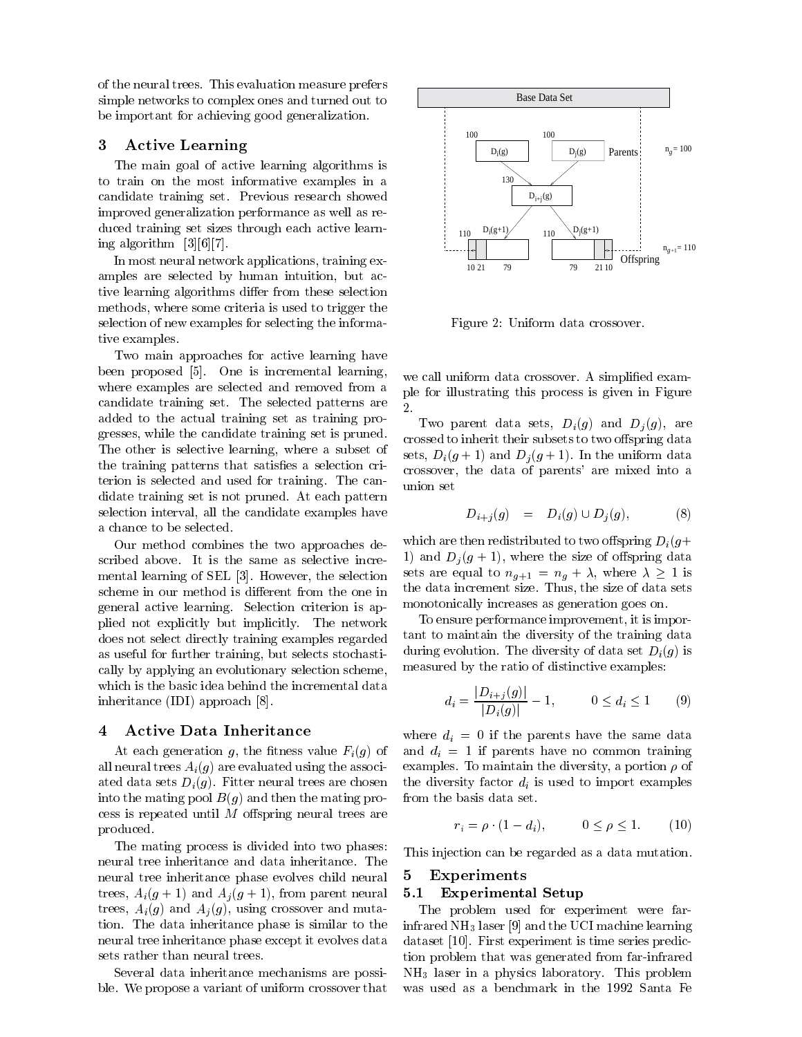of the neural trees. This evaluation measure prefers simple networks to complex ones and turned out to be important for achieving good generalization.

## 3 Active Learning

The main goal of active learning algorithms is to train on the most informative examples in a candidate training set. Previous research showed improved generalization performance as well as reduced training set sizes through each active learning algorithm [3][6][7].

In most neural network applications, training examples are selected by human intuition, but active learning algorithms differ from these selection methods, where some criteria is used to trigger the selection of new examples for selecting the informative examples.

Two main approaches for active learning have been proposed [5]. One is incremental learning, where examples are selected and removed from a candidate training set. The selected patterns are added to the actual training set as training progresses, while the candidate training set is pruned. The other is selective learning, where a subset of the training patterns that satisfies a selection criterion is selected and used for training. The candidate training set is not pruned. At each pattern selection interval, all the candidate examples have a chance to be selected.

Our method combines the two approaches described above. It is the same as selective incremental learning of SEL [3]. However, the selection scheme in our method is different from the one in general active learning. Selection criterion is applied not explicitly but implicitly. The network does not select directly training examples regarded as useful for further training, but selects stochastically by applying an evolutionary selection scheme, which is the basic idea behind the incremental data inheritance (IDI) approach [8].

## 4 Active Data Inheritance

At each generation $g$, the fitness value $F_i(g)$ of all neural trees $A_i(g)$ are evaluated using the associated data sets $D_i(g)$. Fitter neural trees are chosen into the mating pool $B(g)$ and then the mating process is repeated until $M$ offspring neural trees are produced.

The mating process is divided into two phases: neural tree inheritance and data inheritance. The neural tree inheritance phase evolves child neural trees, $A_i(g+1)$ and $A_j(g+1)$, from parent neural trees, $A_i(g)$ and $A_j(g)$, using crossover and mutation. The data inheritance phase is similar to the neural tree inheritance phase except it evolves data sets rather than neural trees.

Several data inheritance mechanisms are possible. We propose a variant of uniform crossover that we call uniform data crossover. A simplified example for illustrating this process is given in Figure 2.

Figure 2: Uniform data crossover.

Two parent data sets, $D_i(g)$ and $D_j(g)$, are crossed to inherit their subsets to two offspring data sets, $D_i(g+1)$ and $D_j(g+1)$. In the uniform data crossover, the data of parents' are mixed into a union set

$$D_{i+j}(g) \quad = \quad D_i(g) \cup D_j(g), \tag{8}$$

which are then redistributed to two offspring $D_i(g+1)$ and $D_j(g+1)$, where the size of offspring data sets are equal to $n_{g+1} = n_g + \lambda$, where $\lambda \geq 1$ is the data increment size. Thus, the size of data sets monotonically increases as generation goes on.

To ensure performance improvement, it is important to maintain the diversity of the training data during evolution. The diversity of data set $D_i(g)$ is measured by the ratio of distinctive examples:

$$d_i = \frac{|D_{i+j}(g)|}{|D_i(g)|} - 1, \qquad 0 \leq d_i \leq 1 \tag{9}$$

where $d_i = 0$ if the parents have the same data and $d_i = 1$ if parents have no common training examples. To maintain the diversity, a portion $\rho$ of the diversity factor $d_i$ is used to import examples from the basis data set.

$$r_i = \rho \cdot (1 - d_i), \qquad 0 \leq \rho \leq 1. \tag{10}$$

This injection can be regarded as a data mutation.

## 5 Experiments

### 5.1 Experimental Setup

The problem used for experiment were far-infrared $NH_3$ laser [9] and the UCI machine learning dataset [10]. First experiment is time series prediction problem that was generated from far-infrared $NH_3$ laser in a physics laboratory. This problem was used as a benchmark in the 1992 Santa Fe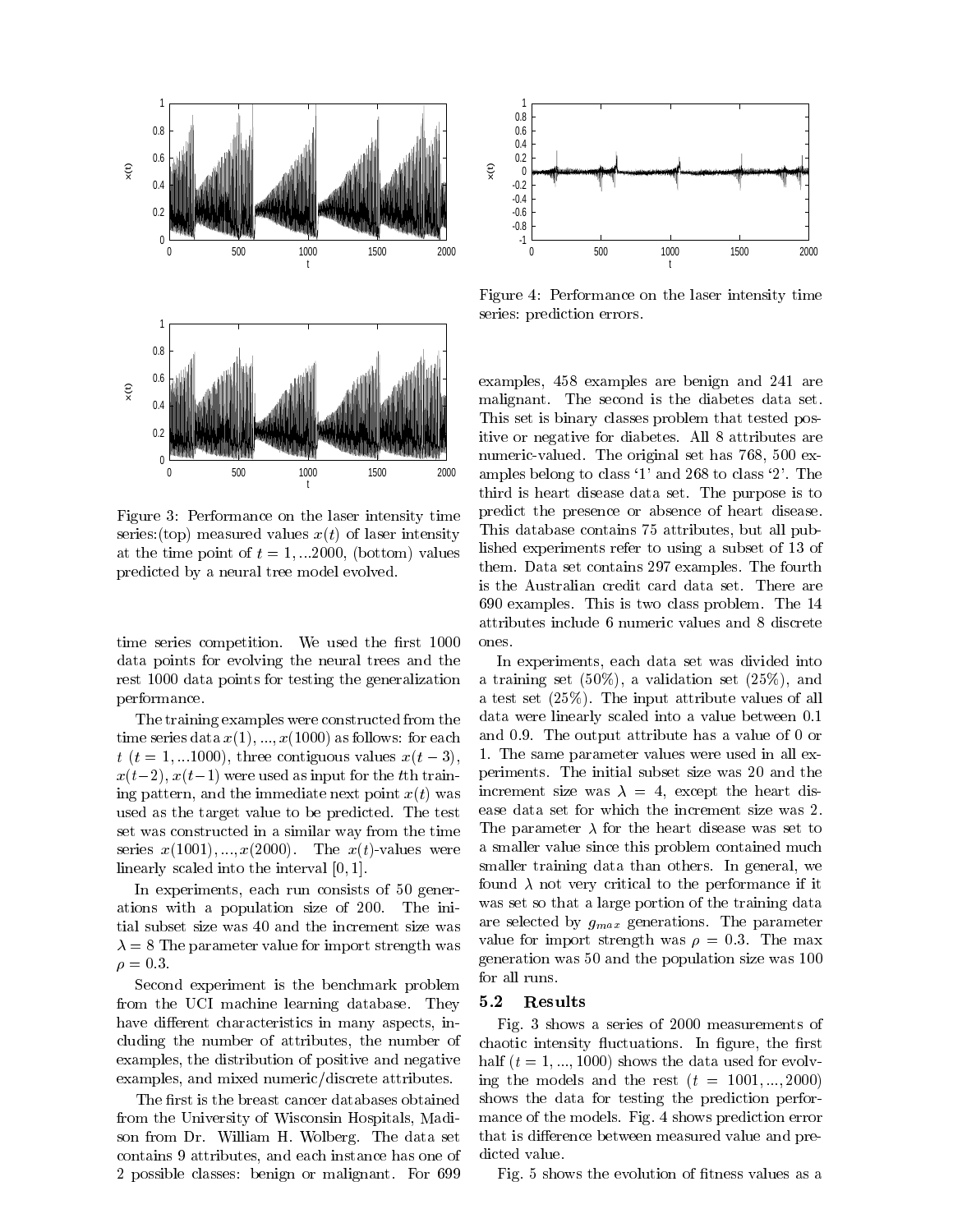Figure 3: Performance on the laser intensity time series:(top) measured values $x(t)$ of laser intensity at the time point of $t = 1, ...2000$, (bottom) values predicted by a neural tree model evolved.

time series competition. We used the first 1000 data points for evolving the neural trees and the rest 1000 data points for testing the generalization performance.

The training examples were constructed from the time series data $x(1), ..., x(1000)$ as follows: for each $t$ $(t = 1, ...1000)$, three contiguous values $x(t-3)$, $x(t-2)$, $x(t-1)$ were used as input for the $t$th training pattern, and the immediate next point $x(t)$ was used as the target value to be predicted. The test set was constructed in a similar way from the time series $x(1001), ..., x(2000)$. The $x(t)$-values were linearly scaled into the interval $[0, 1]$.

In experiments, each run consists of 50 generations with a population size of 200. The initial subset size was 40 and the increment size was $\lambda = 8$ The parameter value for import strength was $\rho = 0.3$.

Second experiment is the benchmark problem from the UCI machine learning database. They have different characteristics in many aspects, including the number of attributes, the number of examples, the distribution of positive and negative examples, and mixed numeric/discrete attributes.

The first is the breast cancer databases obtained from the University of Wisconsin Hospitals, Madison from Dr. William H. Wolberg. The data set contains 9 attributes, and each instance has one of 2 possible classes: benign or malignant. For 699 examples, 458 examples are benign and 241 are malignant. The second is the diabetes data set. This set is binary classes problem that tested positive or negative for diabetes. All 8 attributes are numeric-valued. The original set has 768, 500 examples belong to class '1' and 268 to class '2'. The third is heart disease data set. The purpose is to predict the presence or absence of heart disease. This database contains 75 attributes, but all published experiments refer to using a subset of 13 of them. Data set contains 297 examples. The fourth is the Australian credit card data set. There are 690 examples. This is two class problem. The 14 attributes include 6 numeric values and 8 discrete ones.

Figure 4: Performance on the laser intensity time series: prediction errors.

In experiments, each data set was divided into a training set (50%), a validation set (25%), and a test set (25%). The input attribute values of all data were linearly scaled into a value between 0.1 and 0.9. The output attribute has a value of 0 or 1. The same parameter values were used in all experiments. The initial subset size was 20 and the increment size was $\lambda = 4$, except the heart disease data set for which the increment size was 2. The parameter $\lambda$ for the heart disease was set to a smaller value since this problem contained much smaller training data than others. In general, we found $\lambda$ not very critical to the performance if it was set so that a large portion of the training data are selected by $g_{max}$ generations. The parameter value for import strength was $\rho = 0.3$. The max generation was 50 and the population size was 100 for all runs.

### 5.2 Results

Fig. 3 shows a series of 2000 measurements of chaotic intensity fluctuations. In figure, the first half $(t = 1, ..., 1000)$ shows the data used for evolving the models and the rest $(t = 1001, ..., 2000)$ shows the data for testing the prediction performance of the models. Fig. 4 shows prediction error that is difference between measured value and predicted value.

Fig. 5 shows the evolution of fitness values as a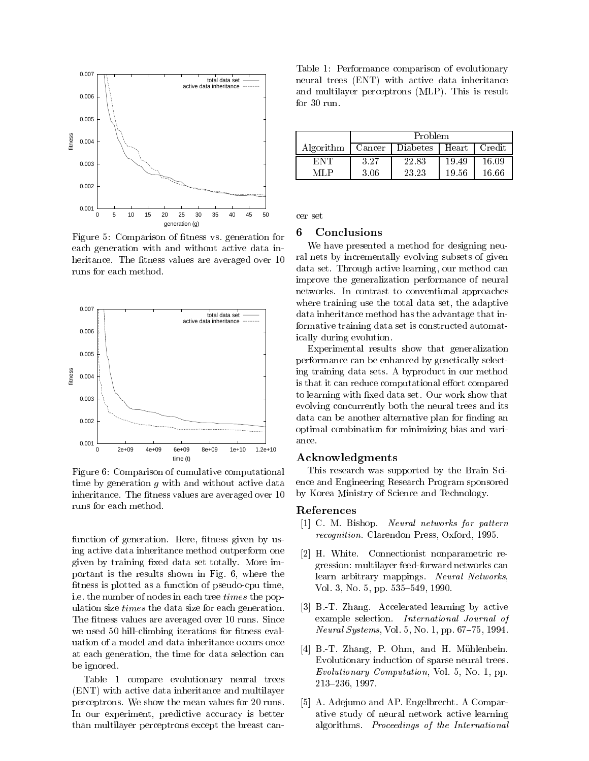Figure 5: Comparison of fitness vs. generation for each generation with and without active data inheritance. The fitness values are averaged over 10 runs for each method.

Figure 6: Comparison of cumulative computational time by generation $g$ with and without active data inheritance. The fitness values are averaged over 10 runs for each method.

function of generation. Here, fitness given by using active data inheritance method outperform one given by training fixed data set totally. More important is the results shown in Fig. 6, where the fitness is plotted as a function of pseudo-cpu time, i.e. the number of nodes in each tree *times* the population size *times* the data size for each generation. The fitness values are averaged over 10 runs. Since we used 50 hill-climbing iterations for fitness evaluation of a model and data inheritance occurs once at each generation, the time for data selection can be ignored.

Table 1 compare evolutionary neural trees (ENT) with active data inheritance and multilayer perceptrons. We show the mean values for 20 runs. In our experiment, predictive accuracy is better than multilayer perceptrons except the breast cancer set

Table 1: Performance comparison of evolutionary neural trees (ENT) with active data inheritance and multilayer perceptrons (MLP). This is result for 30 run.

| Algorithm | Problem | | | |
|---|---|---|---|---|
| | Cancer | Diabetes | Heart | Credit |
| ENT | 3.27 | 22.83 | 19.49 | 16.09 |
| MLP | 3.06 | 23.23 | 19.56 | 16.66 |

## 6 Conclusions

We have presented a method for designing neural nets by incrementally evolving subsets of given data set. Through active learning, our method can improve the generalization performance of neural networks. In contrast to conventional approaches where training use the total data set, the adaptive data inheritance method has the advantage that informative training data set is constructed automatically during evolution.

Experimental results show that generalization performance can be enhanced by genetically selecting training data sets. A byproduct in our method is that it can reduce computational effort compared to learning with fixed data set. Our work show that evolving concurrently both the neural trees and its data can be another alternative plan for finding an optimal combination for minimizing bias and variance.

## Acknowledgments

This research was supported by the Brain Science and Engineering Research Program sponsored by Korea Ministry of Science and Technology.

## References

[1] C. M. Bishop. *Neural networks for pattern recognition*. Clarendon Press, Oxford, 1995.

[2] H. White. Connectionist nonparametric regression: multilayer feed-forward networks can learn arbitrary mappings. *Neural Networks*, Vol. 3, No. 5, pp. 535–549, 1990.

[3] B.-T. Zhang. Accelerated learning by active example selection. *International Journal of Neural Systems*, Vol. 5, No. 1, pp. 67–75, 1994.

[4] B.-T. Zhang, P. Ohm, and H. Mühlenbein. Evolutionary induction of sparse neural trees. *Evolutionary Computation*, Vol. 5, No. 1, pp. 213–236, 1997.

[5] A. Adejumo and AP. Engelbrecht. A Comparative study of neural network active learning algorithms. *Proceedings of the International*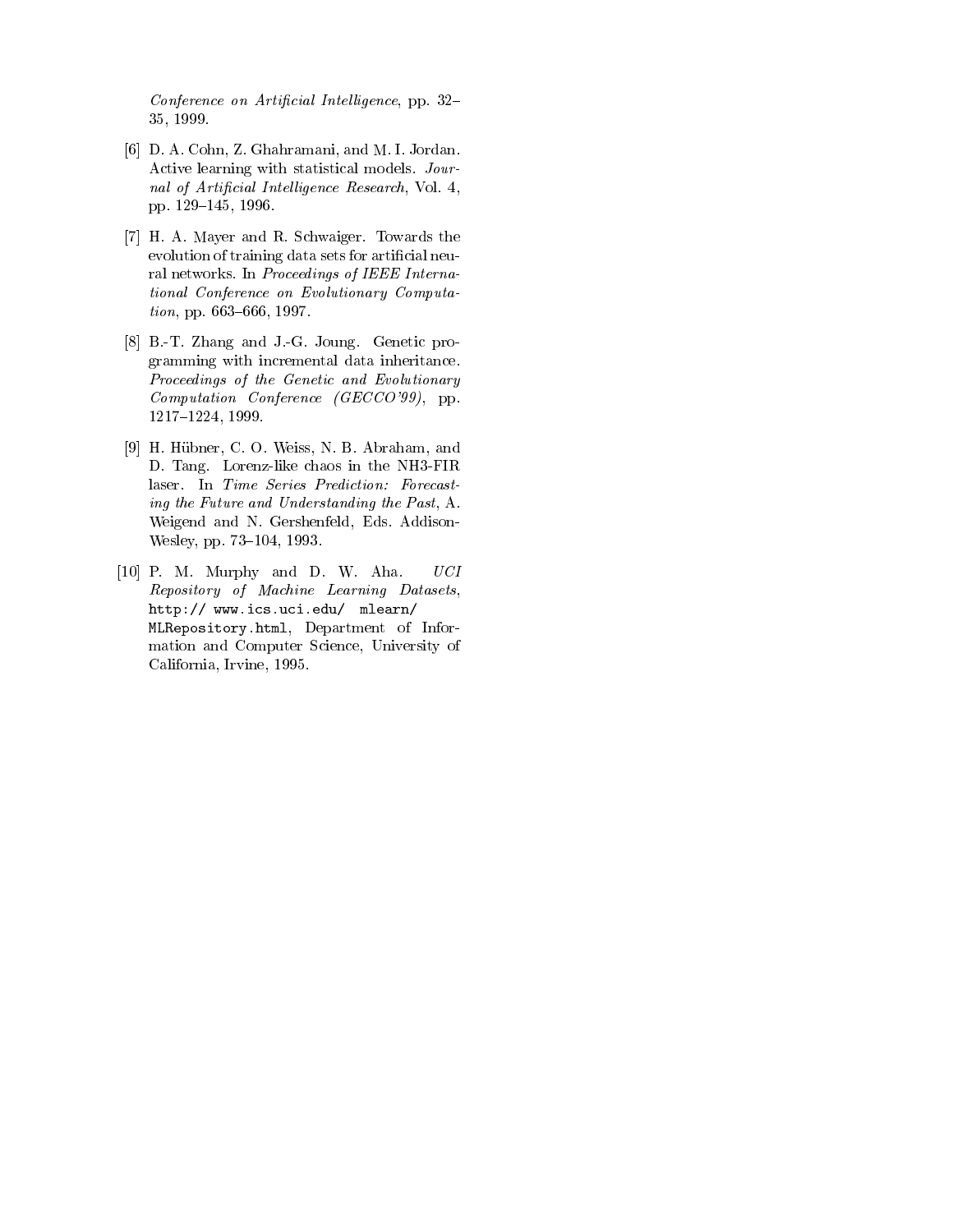*Conference on Artificial Intelligence*, pp. 32–35, 1999.

[6] D. A. Cohn, Z. Ghahramani, and M. I. Jordan. Active learning with statistical models. *Journal of Artificial Intelligence Research*, Vol. 4, pp. 129–145, 1996.

[7] H. A. Mayer and R. Schwaiger. Towards the evolution of training data sets for artificial neural networks. In *Proceedings of IEEE International Conference on Evolutionary Computation*, pp. 663–666, 1997.

[8] B.-T. Zhang and J.-G. Joung. Genetic programming with incremental data inheritance. *Proceedings of the Genetic and Evolutionary Computation Conference (GECCO'99)*, pp. 1217–1224, 1999.

[9] H. Hübner, C. O. Weiss, N. B. Abraham, and D. Tang. Lorenz-like chaos in the NH3-FIR laser. In *Time Series Prediction: Forecasting the Future and Understanding the Past*, A. Weigend and N. Gershenfeld, Eds. Addison-Wesley, pp. 73–104, 1993.

[10] P. M. Murphy and D. W. Aha. *UCI Repository of Machine Learning Datasets*, `http:// www.ics.uci.edu/ mlearn/ MLRepository.html`, Department of Information and Computer Science, University of California, Irvine, 1995.